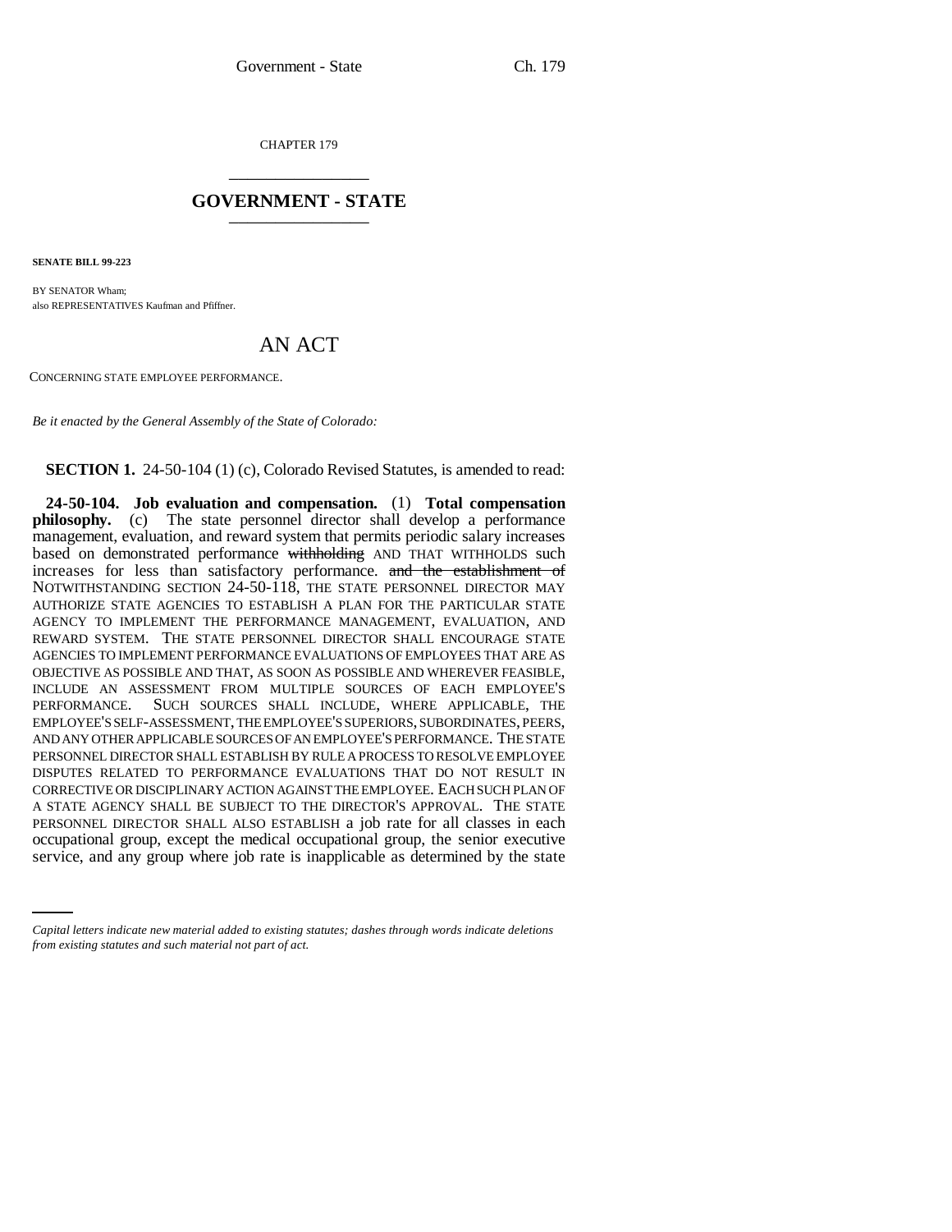CHAPTER 179

---

# GOVERNMENT - STATE

---

**SENATE BILL 99-223**

BY SENATOR Wham;
also REPRESENTATIVES Kaufman and Pfiffner.

## AN ACT

CONCERNING STATE EMPLOYEE PERFORMANCE.

*Be it enacted by the General Assembly of the State of Colorado:*

**SECTION 1.** 24-50-104 (1) (c), Colorado Revised Statutes, is amended to read:

**24-50-104. Job evaluation and compensation.** (1) **Total compensation philosophy.** (c) The state personnel director shall develop a performance management, evaluation, and reward system that permits periodic salary increases based on demonstrated performance ~~withholding~~ AND THAT WITHHOLDS such increases for less than satisfactory performance. ~~and the establishment of~~ NOTWITHSTANDING SECTION 24-50-118, THE STATE PERSONNEL DIRECTOR MAY AUTHORIZE STATE AGENCIES TO ESTABLISH A PLAN FOR THE PARTICULAR STATE AGENCY TO IMPLEMENT THE PERFORMANCE MANAGEMENT, EVALUATION, AND REWARD SYSTEM. THE STATE PERSONNEL DIRECTOR SHALL ENCOURAGE STATE AGENCIES TO IMPLEMENT PERFORMANCE EVALUATIONS OF EMPLOYEES THAT ARE AS OBJECTIVE AS POSSIBLE AND THAT, AS SOON AS POSSIBLE AND WHEREVER FEASIBLE, INCLUDE AN ASSESSMENT FROM MULTIPLE SOURCES OF EACH EMPLOYEE'S PERFORMANCE. SUCH SOURCES SHALL INCLUDE, WHERE APPLICABLE, THE EMPLOYEE'S SELF-ASSESSMENT, THE EMPLOYEE'S SUPERIORS, SUBORDINATES, PEERS, AND ANY OTHER APPLICABLE SOURCES OF AN EMPLOYEE'S PERFORMANCE. THE STATE PERSONNEL DIRECTOR SHALL ESTABLISH BY RULE A PROCESS TO RESOLVE EMPLOYEE DISPUTES RELATED TO PERFORMANCE EVALUATIONS THAT DO NOT RESULT IN CORRECTIVE OR DISCIPLINARY ACTION AGAINST THE EMPLOYEE. EACH SUCH PLAN OF A STATE AGENCY SHALL BE SUBJECT TO THE DIRECTOR'S APPROVAL. THE STATE PERSONNEL DIRECTOR SHALL ALSO ESTABLISH a job rate for all classes in each occupational group, except the medical occupational group, the senior executive service, and any group where job rate is inapplicable as determined by the state

---

*Capital letters indicate new material added to existing statutes; dashes through words indicate deletions from existing statutes and such material not part of act.*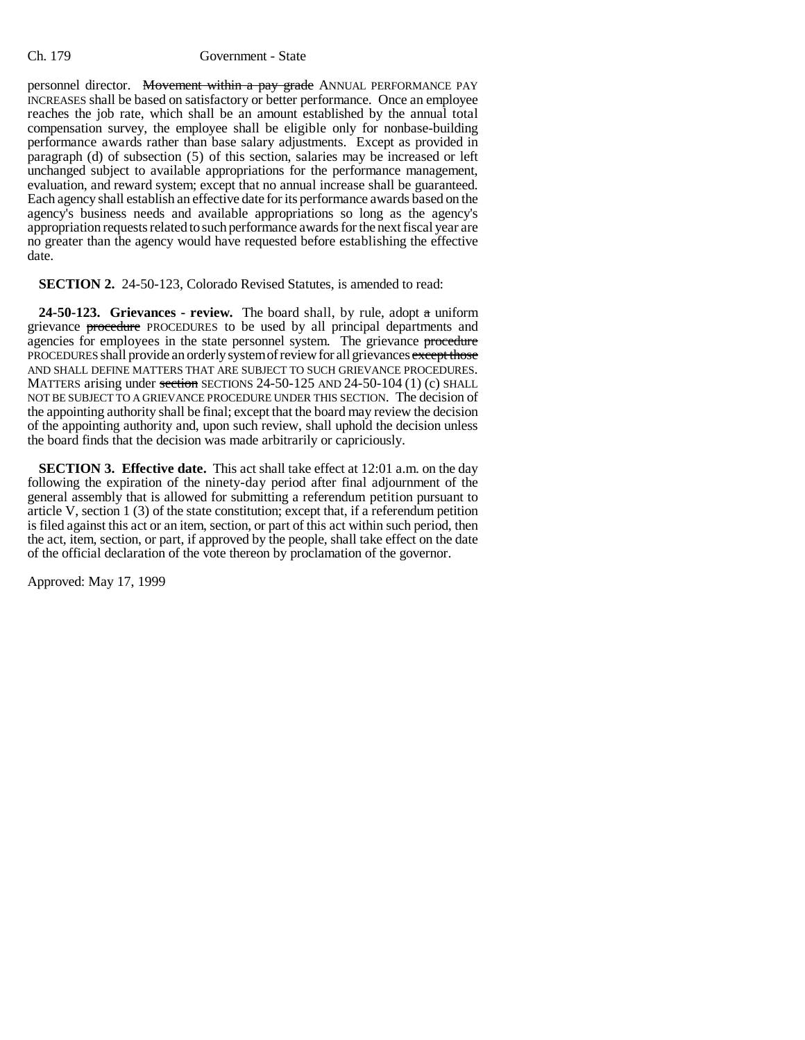personnel director. ~~Movement within a pay grade~~ ANNUAL PERFORMANCE PAY INCREASES shall be based on satisfactory or better performance. Once an employee reaches the job rate, which shall be an amount established by the annual total compensation survey, the employee shall be eligible only for nonbase-building performance awards rather than base salary adjustments. Except as provided in paragraph (d) of subsection (5) of this section, salaries may be increased or left unchanged subject to available appropriations for the performance management, evaluation, and reward system; except that no annual increase shall be guaranteed. Each agency shall establish an effective date for its performance awards based on the agency's business needs and available appropriations so long as the agency's appropriation requests related to such performance awards for the next fiscal year are no greater than the agency would have requested before establishing the effective date.

**SECTION 2.** 24-50-123, Colorado Revised Statutes, is amended to read:

**24-50-123. Grievances - review.** The board shall, by rule, adopt ~~a~~ uniform grievance ~~procedure~~ PROCEDURES to be used by all principal departments and agencies for employees in the state personnel system. The grievance ~~procedure~~ PROCEDURES shall provide an orderly system of review for all grievances ~~except those~~ AND SHALL DEFINE MATTERS THAT ARE SUBJECT TO SUCH GRIEVANCE PROCEDURES. MATTERS arising under ~~section~~ SECTIONS 24-50-125 AND 24-50-104 (1) (c) SHALL NOT BE SUBJECT TO A GRIEVANCE PROCEDURE UNDER THIS SECTION. The decision of the appointing authority shall be final; except that the board may review the decision of the appointing authority and, upon such review, shall uphold the decision unless the board finds that the decision was made arbitrarily or capriciously.

**SECTION 3. Effective date.** This act shall take effect at 12:01 a.m. on the day following the expiration of the ninety-day period after final adjournment of the general assembly that is allowed for submitting a referendum petition pursuant to article V, section 1 (3) of the state constitution; except that, if a referendum petition is filed against this act or an item, section, or part of this act within such period, then the act, item, section, or part, if approved by the people, shall take effect on the date of the official declaration of the vote thereon by proclamation of the governor.

Approved: May 17, 1999